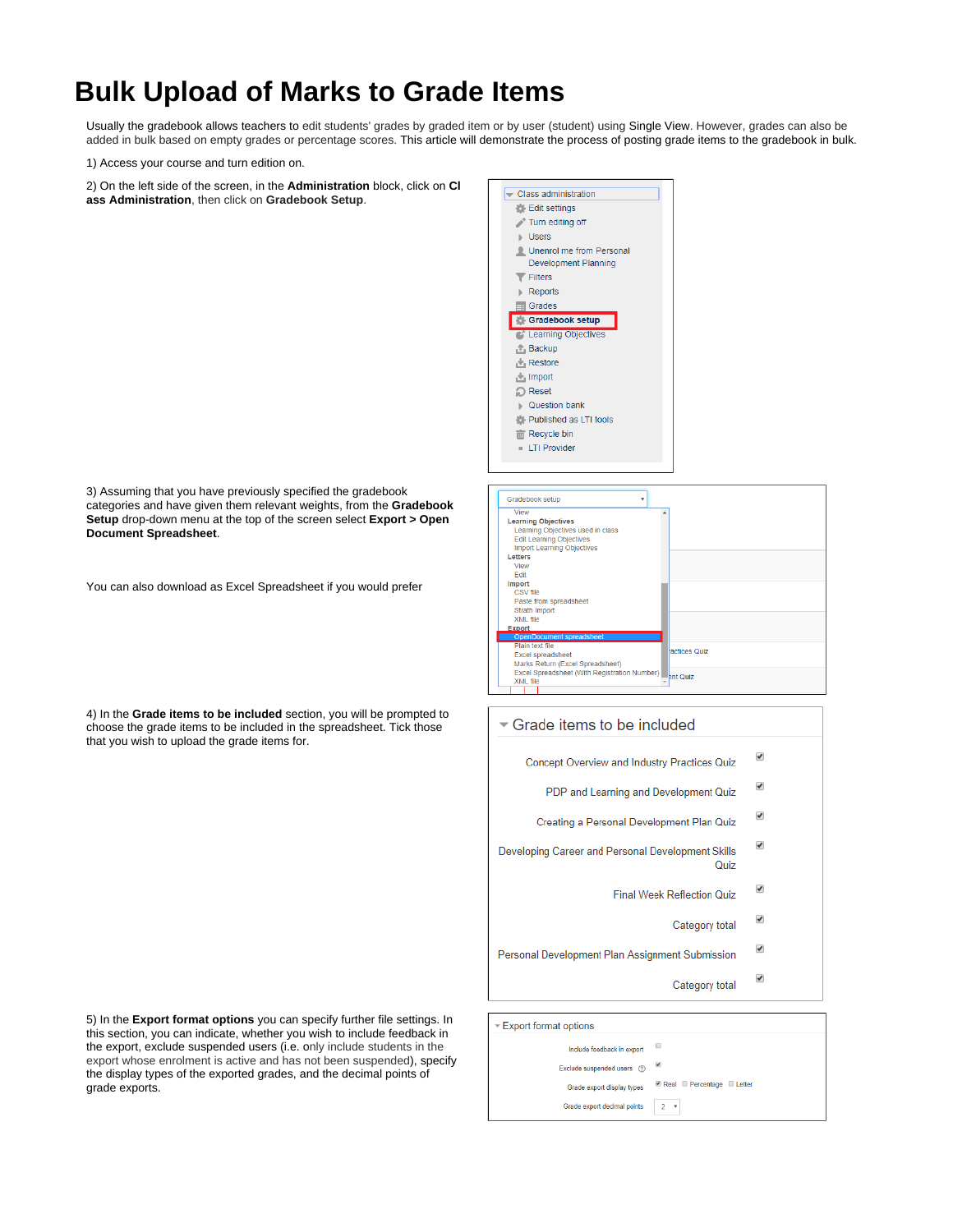# Bulk Upload of Marks to Grade Items

Usually the gradebook allows teachers to edit students' grades by graded item or by user (student) using Single View. However, grades can also be added in bulk based on empty grades or percentage scores. This article will demonstrate the process of posting grade items to the gradebook in bulk.

1) Access your course and turn edition on.

2) On the left side of the screen, in the **Administration** block, click on **Class Administration**, then click on **Gradebook Setup**.

3) Assuming that you have previously specified the gradebook categories and have given them relevant weights, from the **Gradebook Setup** drop-down menu at the top of the screen select **Export > Open Document Spreadsheet**.

You can also download as Excel Spreadsheet if you would prefer

4) In the **Grade items to be included** section, you will be prompted to choose the grade items to be included in the spreadsheet. Tick those that you wish to upload the grade items for.

5) In the **Export format options** you can specify further file settings. In this section, you can indicate, whether you wish to include feedback in the export, exclude suspended users (i.e. only include students in the export whose enrolment is active and has not been suspended), specify the display types of the exported grades, and the decimal points of grade exports.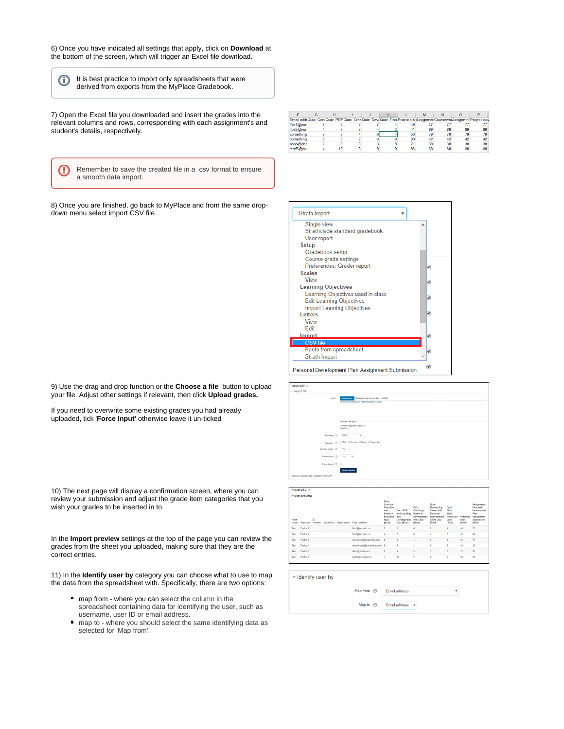6) Once you have indicated all settings that apply, click on **Download** at the bottom of the screen, which will trigger an Excel file download.

> It is best practice to import only spreadsheets that were derived from exports from the MyPlace Gradebook.

7) Open the Excel file you downloaded and insert the grades into the relevant columns and rows, corresponding with each assignment's and student's details, respectively.

> Remember to save the created file in a .csv format to ensure a smooth data import.

8) Once you are finished, go back to MyPlace and from the same drop-down menu select import CSV file.

9) Use the drag and drop function or the **Choose a file** button to upload your file. Adjust other settings if relevant, then click **Upload grades.**

If you need to overwrite some existing grades you had already uploaded, tick '**Force Input'** otherwise leave it un-ticked

10) The next page will display a confirmation screen, where you can review your submission and adjust the grade item categories that you wish your grades to be inserted in to.

In the **Import preview** settings at the top of the page you can review the grades from the sheet you uploaded, making sure that they are the correct entries.

11) In the **Identify user by** category you can choose what to use to map the data from the spreadsheet with. Specifically, there are two options:

- map from - where you can select the column in the spreadsheet containing data for identifying the user, such as username, user ID or email address.
- map to - where you should select the same identifying data as selected for 'Map from'.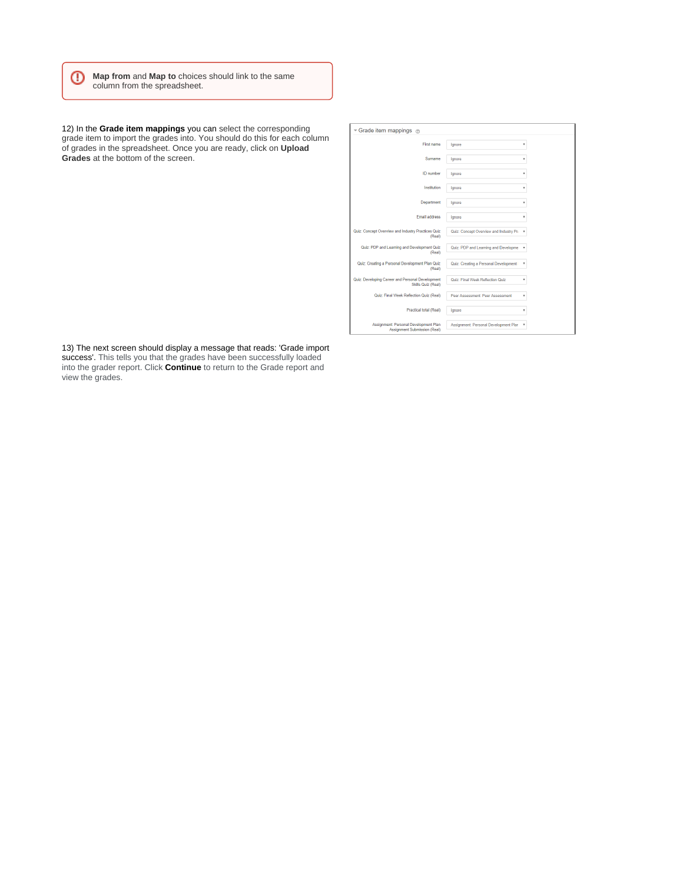> **Map from** and **Map to** choices should link to the same column from the spreadsheet.

12) In the **Grade item mappings** you can select the corresponding grade item to import the grades into. You should do this for each column of grades in the spreadsheet. Once you are ready, click on **Upload Grades** at the bottom of the screen.

Grade item mappings

First name: Ignore

Surname: Ignore

ID number: Ignore

Institution: Ignore

Department: Ignore

Email address: Ignore

Quiz: Concept Overview and Industry Practices Quiz (Real): Quiz: Concept Overview and Industry Pr

Quiz: PDP and Learning and Development Quiz (Real): Quiz: PDP and Learning and Developme

Quiz: Creating a Personal Development Plan Quiz (Real): Quiz: Creating a Personal Development

Quiz: Developing Career and Personal Development Skills Quiz (Real): Quiz: Final Week Reflection Quiz

Quiz: Final Week Reflection Quiz (Real): Peer Assessment: Peer Assessment

Practical total (Real): Ignore

Assignment: Personal Development Plan Assignment Submission (Real): Assignment: Personal Development Plar

13) The next screen should display a message that reads: 'Grade import success'. This tells you that the grades have been successfully loaded into the grader report. Click **Continue** to return to the Grade report and view the grades.